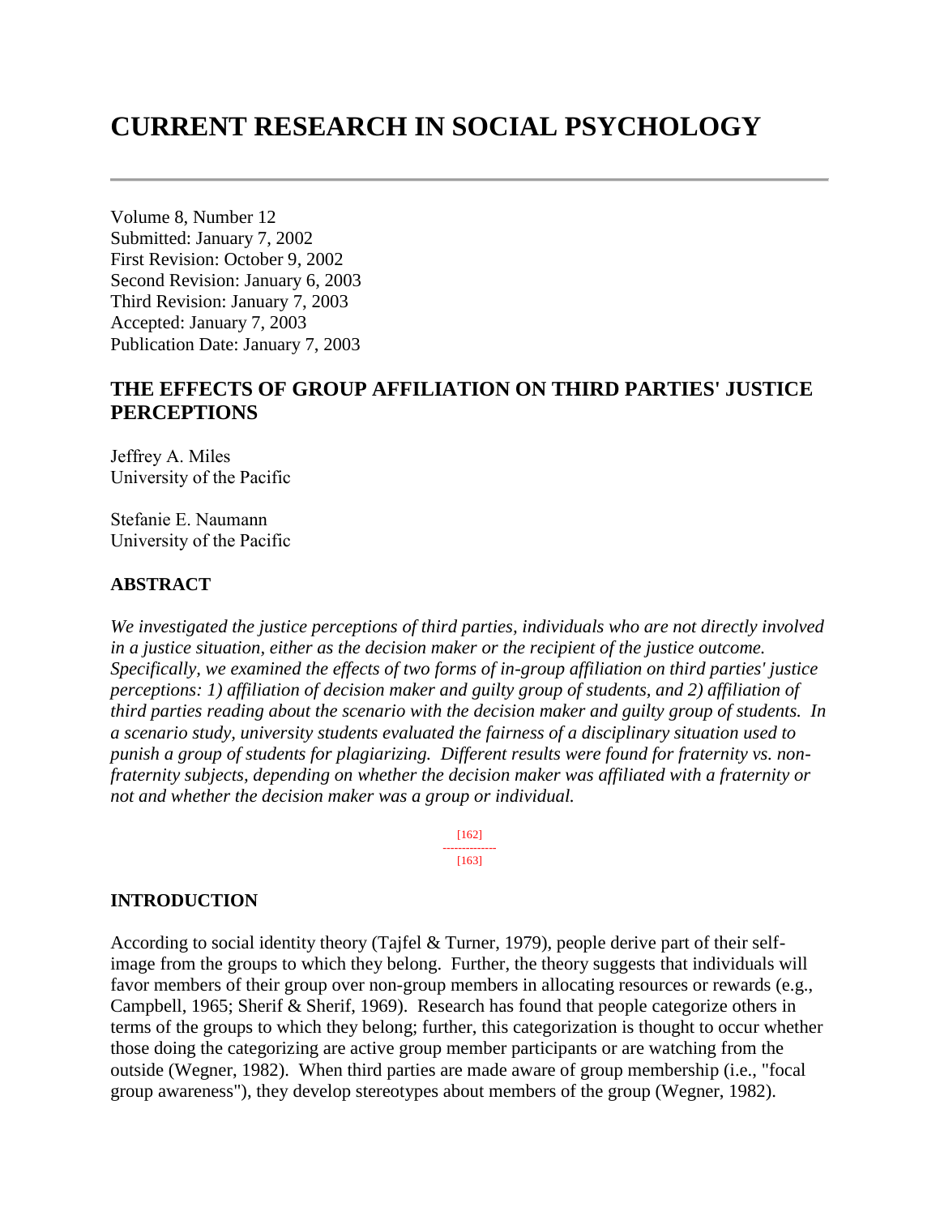# CURRENT RESEARCH IN SOCIAL PSYCHOLOGY

---

Volume 8, Number 12
Submitted: January 7, 2002
First Revision: October 9, 2002
Second Revision: January 6, 2003
Third Revision: January 7, 2003
Accepted: January 7, 2003
Publication Date: January 7, 2003

## THE EFFECTS OF GROUP AFFILIATION ON THIRD PARTIES' JUSTICE PERCEPTIONS

Jeffrey A. Miles
University of the Pacific

Stefanie E. Naumann
University of the Pacific

### ABSTRACT

*We investigated the justice perceptions of third parties, individuals who are not directly involved in a justice situation, either as the decision maker or the recipient of the justice outcome. Specifically, we examined the effects of two forms of in-group affiliation on third parties' justice perceptions: 1) affiliation of decision maker and guilty group of students, and 2) affiliation of third parties reading about the scenario with the decision maker and guilty group of students. In a scenario study, university students evaluated the fairness of a disciplinary situation used to punish a group of students for plagiarizing. Different results were found for fraternity vs. non-fraternity subjects, depending on whether the decision maker was affiliated with a fraternity or not and whether the decision maker was a group or individual.*

### INTRODUCTION

According to social identity theory (Tajfel & Turner, 1979), people derive part of their self-image from the groups to which they belong. Further, the theory suggests that individuals will favor members of their group over non-group members in allocating resources or rewards (e.g., Campbell, 1965; Sherif & Sherif, 1969). Research has found that people categorize others in terms of the groups to which they belong; further, this categorization is thought to occur whether those doing the categorizing are active group member participants or are watching from the outside (Wegner, 1982). When third parties are made aware of group membership (i.e., "focal group awareness"), they develop stereotypes about members of the group (Wegner, 1982).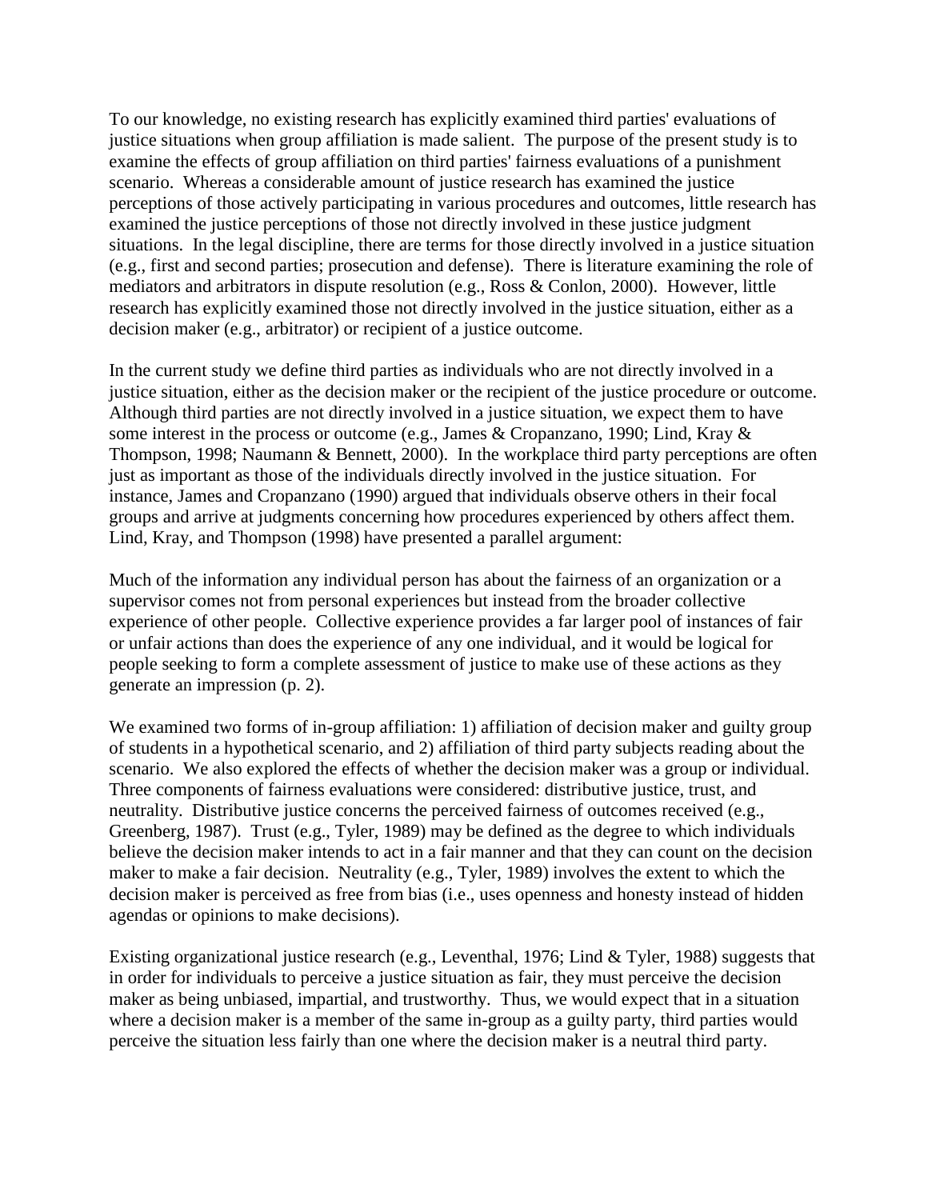To our knowledge, no existing research has explicitly examined third parties' evaluations of justice situations when group affiliation is made salient. The purpose of the present study is to examine the effects of group affiliation on third parties' fairness evaluations of a punishment scenario. Whereas a considerable amount of justice research has examined the justice perceptions of those actively participating in various procedures and outcomes, little research has examined the justice perceptions of those not directly involved in these justice judgment situations. In the legal discipline, there are terms for those directly involved in a justice situation (e.g., first and second parties; prosecution and defense). There is literature examining the role of mediators and arbitrators in dispute resolution (e.g., Ross & Conlon, 2000). However, little research has explicitly examined those not directly involved in the justice situation, either as a decision maker (e.g., arbitrator) or recipient of a justice outcome.

In the current study we define third parties as individuals who are not directly involved in a justice situation, either as the decision maker or the recipient of the justice procedure or outcome. Although third parties are not directly involved in a justice situation, we expect them to have some interest in the process or outcome (e.g., James & Cropanzano, 1990; Lind, Kray & Thompson, 1998; Naumann & Bennett, 2000). In the workplace third party perceptions are often just as important as those of the individuals directly involved in the justice situation. For instance, James and Cropanzano (1990) argued that individuals observe others in their focal groups and arrive at judgments concerning how procedures experienced by others affect them. Lind, Kray, and Thompson (1998) have presented a parallel argument:

> Much of the information any individual person has about the fairness of an organization or a supervisor comes not from personal experiences but instead from the broader collective experience of other people. Collective experience provides a far larger pool of instances of fair or unfair actions than does the experience of any one individual, and it would be logical for people seeking to form a complete assessment of justice to make use of these actions as they generate an impression (p. 2).

We examined two forms of in-group affiliation: 1) affiliation of decision maker and guilty group of students in a hypothetical scenario, and 2) affiliation of third party subjects reading about the scenario. We also explored the effects of whether the decision maker was a group or individual. Three components of fairness evaluations were considered: distributive justice, trust, and neutrality. Distributive justice concerns the perceived fairness of outcomes received (e.g., Greenberg, 1987). Trust (e.g., Tyler, 1989) may be defined as the degree to which individuals believe the decision maker intends to act in a fair manner and that they can count on the decision maker to make a fair decision. Neutrality (e.g., Tyler, 1989) involves the extent to which the decision maker is perceived as free from bias (i.e., uses openness and honesty instead of hidden agendas or opinions to make decisions).

Existing organizational justice research (e.g., Leventhal, 1976; Lind & Tyler, 1988) suggests that in order for individuals to perceive a justice situation as fair, they must perceive the decision maker as being unbiased, impartial, and trustworthy. Thus, we would expect that in a situation where a decision maker is a member of the same in-group as a guilty party, third parties would perceive the situation less fairly than one where the decision maker is a neutral third party.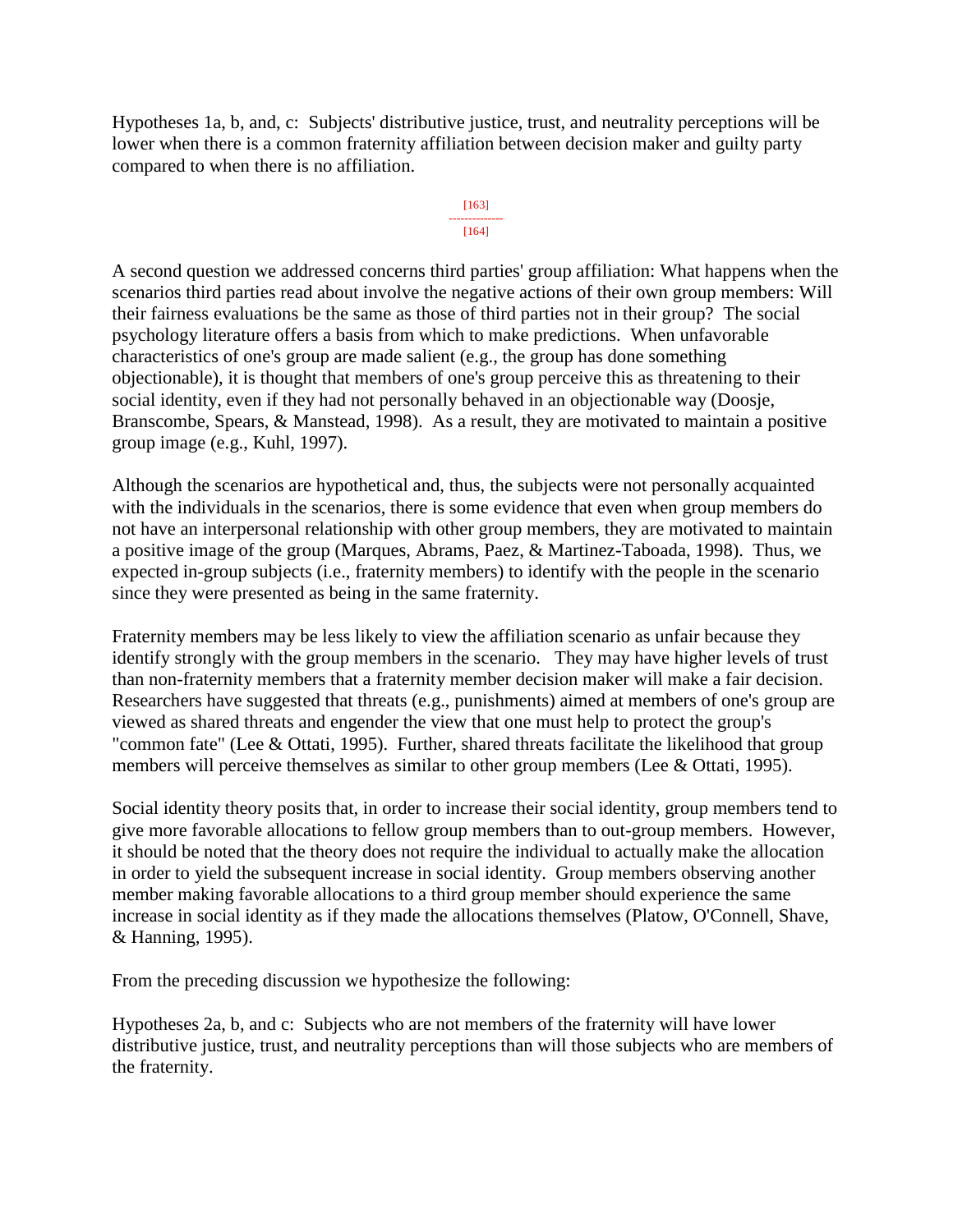Hypotheses 1a, b, and, c: Subjects' distributive justice, trust, and neutrality perceptions will be lower when there is a common fraternity affiliation between decision maker and guilty party compared to when there is no affiliation.

A second question we addressed concerns third parties' group affiliation: What happens when the scenarios third parties read about involve the negative actions of their own group members: Will their fairness evaluations be the same as those of third parties not in their group? The social psychology literature offers a basis from which to make predictions. When unfavorable characteristics of one's group are made salient (e.g., the group has done something objectionable), it is thought that members of one's group perceive this as threatening to their social identity, even if they had not personally behaved in an objectionable way (Doosje, Branscombe, Spears, & Manstead, 1998). As a result, they are motivated to maintain a positive group image (e.g., Kuhl, 1997).

Although the scenarios are hypothetical and, thus, the subjects were not personally acquainted with the individuals in the scenarios, there is some evidence that even when group members do not have an interpersonal relationship with other group members, they are motivated to maintain a positive image of the group (Marques, Abrams, Paez, & Martinez-Taboada, 1998). Thus, we expected in-group subjects (i.e., fraternity members) to identify with the people in the scenario since they were presented as being in the same fraternity.

Fraternity members may be less likely to view the affiliation scenario as unfair because they identify strongly with the group members in the scenario. They may have higher levels of trust than non-fraternity members that a fraternity member decision maker will make a fair decision. Researchers have suggested that threats (e.g., punishments) aimed at members of one's group are viewed as shared threats and engender the view that one must help to protect the group's "common fate" (Lee & Ottati, 1995). Further, shared threats facilitate the likelihood that group members will perceive themselves as similar to other group members (Lee & Ottati, 1995).

Social identity theory posits that, in order to increase their social identity, group members tend to give more favorable allocations to fellow group members than to out-group members. However, it should be noted that the theory does not require the individual to actually make the allocation in order to yield the subsequent increase in social identity. Group members observing another member making favorable allocations to a third group member should experience the same increase in social identity as if they made the allocations themselves (Platow, O'Connell, Shave, & Hanning, 1995).

From the preceding discussion we hypothesize the following:

Hypotheses 2a, b, and c: Subjects who are not members of the fraternity will have lower distributive justice, trust, and neutrality perceptions than will those subjects who are members of the fraternity.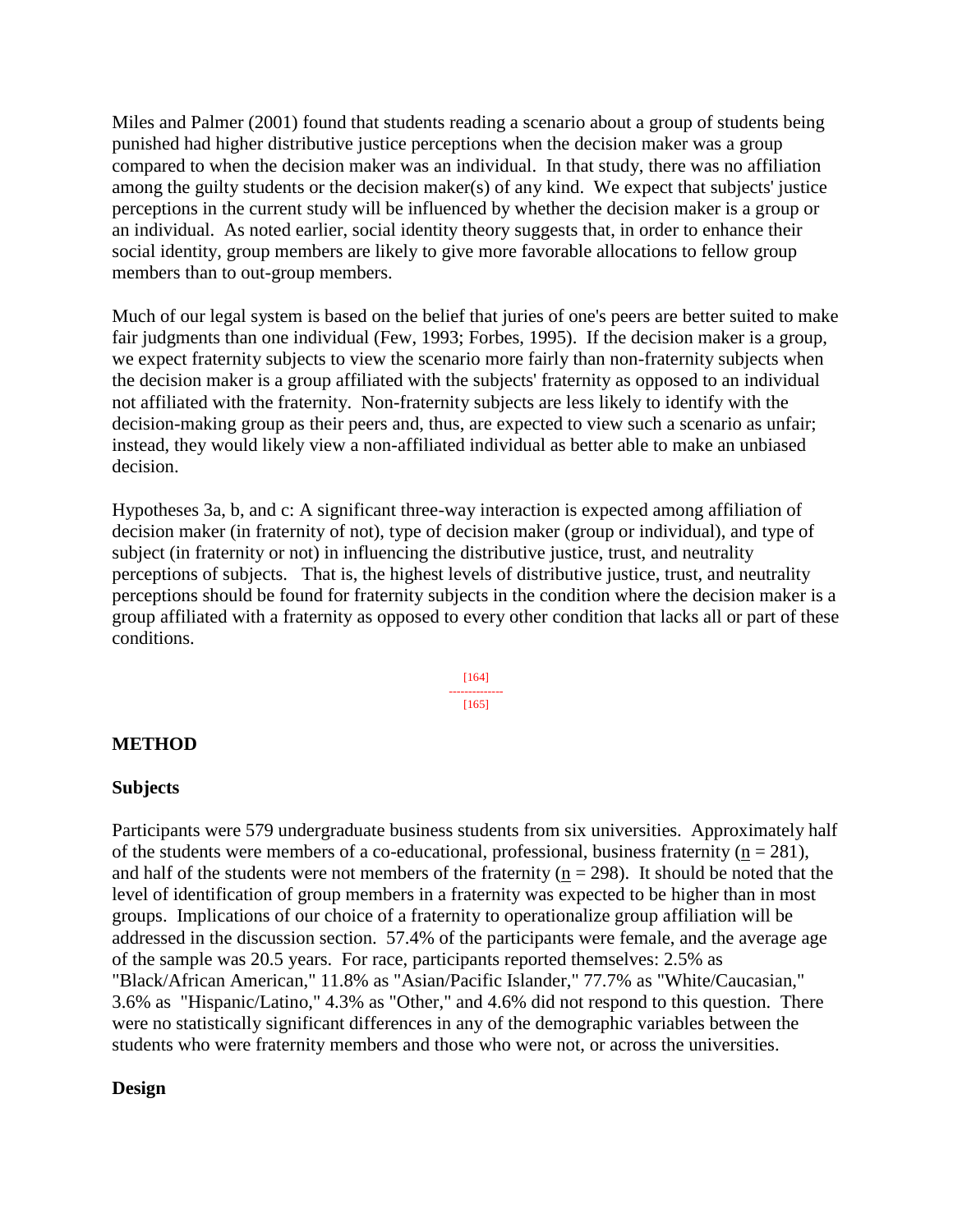Miles and Palmer (2001) found that students reading a scenario about a group of students being punished had higher distributive justice perceptions when the decision maker was a group compared to when the decision maker was an individual. In that study, there was no affiliation among the guilty students or the decision maker(s) of any kind. We expect that subjects' justice perceptions in the current study will be influenced by whether the decision maker is a group or an individual. As noted earlier, social identity theory suggests that, in order to enhance their social identity, group members are likely to give more favorable allocations to fellow group members than to out-group members.

Much of our legal system is based on the belief that juries of one's peers are better suited to make fair judgments than one individual (Few, 1993; Forbes, 1995). If the decision maker is a group, we expect fraternity subjects to view the scenario more fairly than non-fraternity subjects when the decision maker is a group affiliated with the subjects' fraternity as opposed to an individual not affiliated with the fraternity. Non-fraternity subjects are less likely to identify with the decision-making group as their peers and, thus, are expected to view such a scenario as unfair; instead, they would likely view a non-affiliated individual as better able to make an unbiased decision.

Hypotheses 3a, b, and c: A significant three-way interaction is expected among affiliation of decision maker (in fraternity of not), type of decision maker (group or individual), and type of subject (in fraternity or not) in influencing the distributive justice, trust, and neutrality perceptions of subjects. That is, the highest levels of distributive justice, trust, and neutrality perceptions should be found for fraternity subjects in the condition where the decision maker is a group affiliated with a fraternity as opposed to every other condition that lacks all or part of these conditions.

## METHOD

### Subjects

Participants were 579 undergraduate business students from six universities. Approximately half of the students were members of a co-educational, professional, business fraternity ($n = 281$), and half of the students were not members of the fraternity ($n = 298$). It should be noted that the level of identification of group members in a fraternity was expected to be higher than in most groups. Implications of our choice of a fraternity to operationalize group affiliation will be addressed in the discussion section. 57.4% of the participants were female, and the average age of the sample was 20.5 years. For race, participants reported themselves: 2.5% as "Black/African American," 11.8% as "Asian/Pacific Islander," 77.7% as "White/Caucasian," 3.6% as "Hispanic/Latino," 4.3% as "Other," and 4.6% did not respond to this question. There were no statistically significant differences in any of the demographic variables between the students who were fraternity members and those who were not, or across the universities.

### Design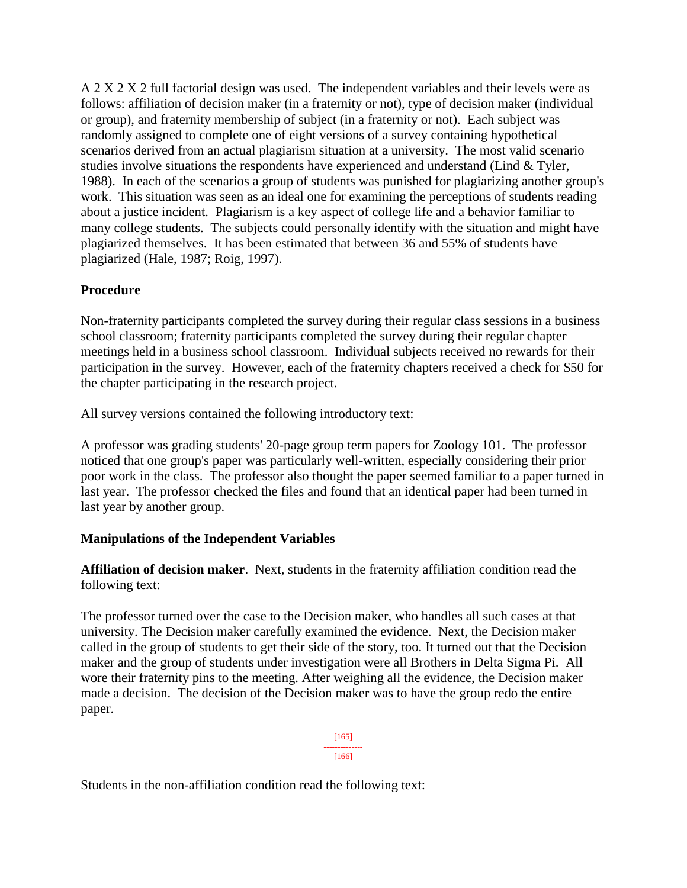A 2 X 2 X 2 full factorial design was used. The independent variables and their levels were as follows: affiliation of decision maker (in a fraternity or not), type of decision maker (individual or group), and fraternity membership of subject (in a fraternity or not). Each subject was randomly assigned to complete one of eight versions of a survey containing hypothetical scenarios derived from an actual plagiarism situation at a university. The most valid scenario studies involve situations the respondents have experienced and understand (Lind & Tyler, 1988). In each of the scenarios a group of students was punished for plagiarizing another group's work. This situation was seen as an ideal one for examining the perceptions of students reading about a justice incident. Plagiarism is a key aspect of college life and a behavior familiar to many college students. The subjects could personally identify with the situation and might have plagiarized themselves. It has been estimated that between 36 and 55% of students have plagiarized (Hale, 1987; Roig, 1997).

**Procedure**

Non-fraternity participants completed the survey during their regular class sessions in a business school classroom; fraternity participants completed the survey during their regular chapter meetings held in a business school classroom. Individual subjects received no rewards for their participation in the survey. However, each of the fraternity chapters received a check for $50 for the chapter participating in the research project.

All survey versions contained the following introductory text:

A professor was grading students' 20-page group term papers for Zoology 101. The professor noticed that one group's paper was particularly well-written, especially considering their prior poor work in the class. The professor also thought the paper seemed familiar to a paper turned in last year. The professor checked the files and found that an identical paper had been turned in last year by another group.

**Manipulations of the Independent Variables**

**Affiliation of decision maker**. Next, students in the fraternity affiliation condition read the following text:

The professor turned over the case to the Decision maker, who handles all such cases at that university. The Decision maker carefully examined the evidence. Next, the Decision maker called in the group of students to get their side of the story, too. It turned out that the Decision maker and the group of students under investigation were all Brothers in Delta Sigma Pi. All wore their fraternity pins to the meeting. After weighing all the evidence, the Decision maker made a decision. The decision of the Decision maker was to have the group redo the entire paper.

Students in the non-affiliation condition read the following text: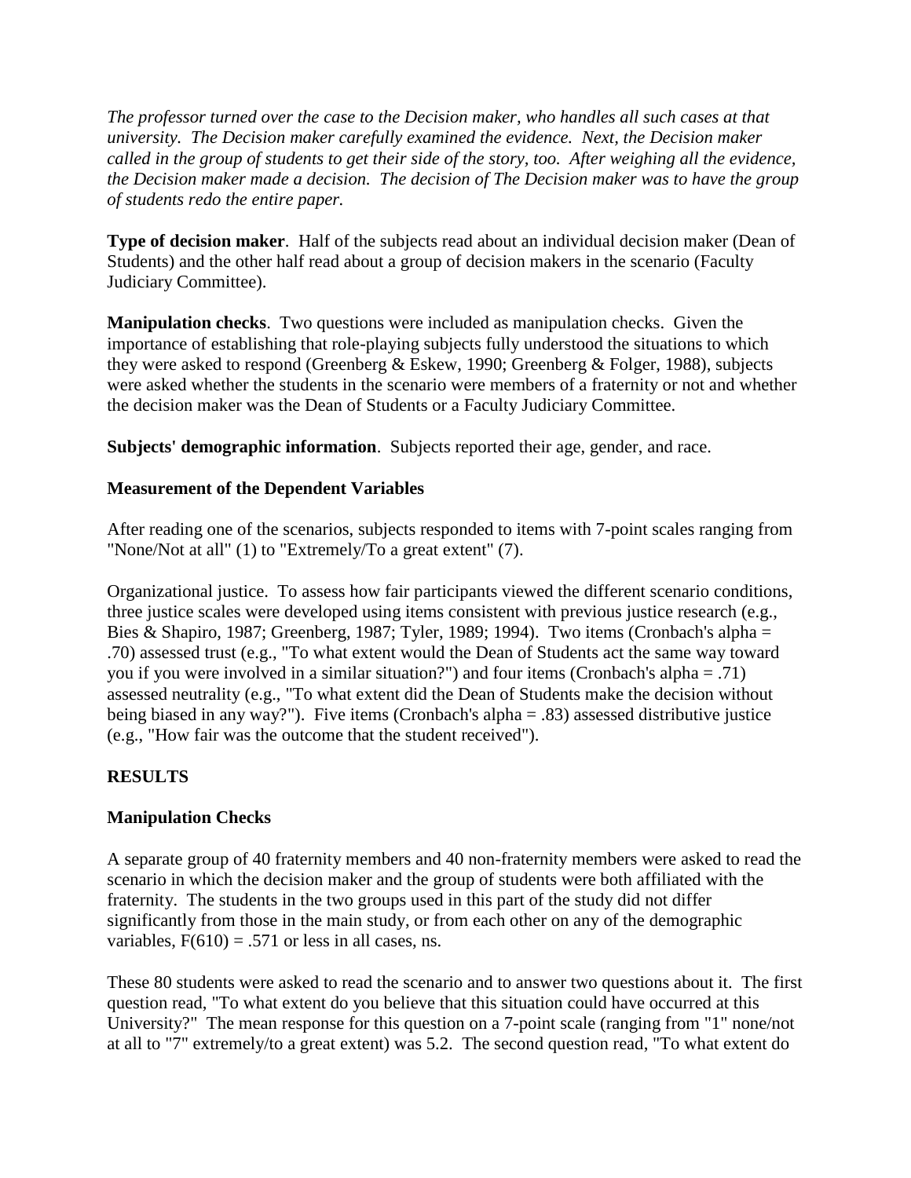*The professor turned over the case to the Decision maker, who handles all such cases at that university. The Decision maker carefully examined the evidence. Next, the Decision maker called in the group of students to get their side of the story, too. After weighing all the evidence, the Decision maker made a decision. The decision of The Decision maker was to have the group of students redo the entire paper.*

**Type of decision maker**. Half of the subjects read about an individual decision maker (Dean of Students) and the other half read about a group of decision makers in the scenario (Faculty Judiciary Committee).

**Manipulation checks**. Two questions were included as manipulation checks. Given the importance of establishing that role-playing subjects fully understood the situations to which they were asked to respond (Greenberg & Eskew, 1990; Greenberg & Folger, 1988), subjects were asked whether the students in the scenario were members of a fraternity or not and whether the decision maker was the Dean of Students or a Faculty Judiciary Committee.

**Subjects' demographic information**. Subjects reported their age, gender, and race.

**Measurement of the Dependent Variables**

After reading one of the scenarios, subjects responded to items with 7-point scales ranging from "None/Not at all" (1) to "Extremely/To a great extent" (7).

Organizational justice. To assess how fair participants viewed the different scenario conditions, three justice scales were developed using items consistent with previous justice research (e.g., Bies & Shapiro, 1987; Greenberg, 1987; Tyler, 1989; 1994). Two items (Cronbach's alpha = .70) assessed trust (e.g., "To what extent would the Dean of Students act the same way toward you if you were involved in a similar situation?") and four items (Cronbach's alpha = .71) assessed neutrality (e.g., "To what extent did the Dean of Students make the decision without being biased in any way?"). Five items (Cronbach's alpha = .83) assessed distributive justice (e.g., "How fair was the outcome that the student received").

**RESULTS**

**Manipulation Checks**

A separate group of 40 fraternity members and 40 non-fraternity members were asked to read the scenario in which the decision maker and the group of students were both affiliated with the fraternity. The students in the two groups used in this part of the study did not differ significantly from those in the main study, or from each other on any of the demographic variables, $F(610) = .571$ or less in all cases, ns.

These 80 students were asked to read the scenario and to answer two questions about it. The first question read, "To what extent do you believe that this situation could have occurred at this University?" The mean response for this question on a 7-point scale (ranging from "1" none/not at all to "7" extremely/to a great extent) was 5.2. The second question read, "To what extent do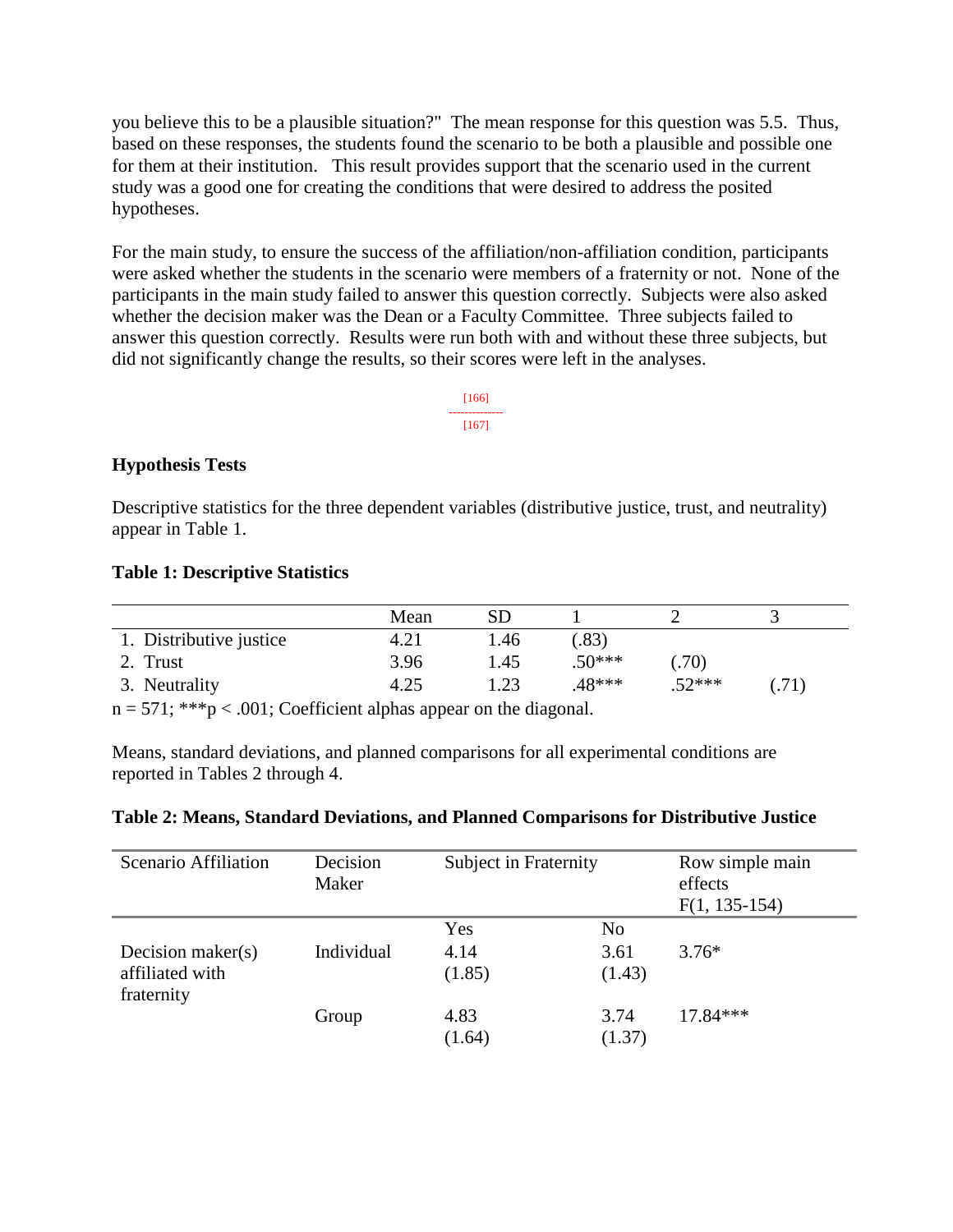you believe this to be a plausible situation?" The mean response for this question was 5.5. Thus, based on these responses, the students found the scenario to be both a plausible and possible one for them at their institution. This result provides support that the scenario used in the current study was a good one for creating the conditions that were desired to address the posited hypotheses.

For the main study, to ensure the success of the affiliation/non-affiliation condition, participants were asked whether the students in the scenario were members of a fraternity or not. None of the participants in the main study failed to answer this question correctly. Subjects were also asked whether the decision maker was the Dean or a Faculty Committee. Three subjects failed to answer this question correctly. Results were run both with and without these three subjects, but did not significantly change the results, so their scores were left in the analyses.

[166]
[167]

### Hypothesis Tests

Descriptive statistics for the three dependent variables (distributive justice, trust, and neutrality) appear in Table 1.

**Table 1: Descriptive Statistics**

| | Mean | SD | 1 | 2 | 3 |
|---|---|---|---|---|---|
| 1. Distributive justice | 4.21 | 1.46 | (.83) | | |
| 2. Trust | 3.96 | 1.45 | .50*** | (.70) | |
| 3. Neutrality | 4.25 | 1.23 | .48*** | .52*** | (.71) |

n = 571; ***p < .001; Coefficient alphas appear on the diagonal.

Means, standard deviations, and planned comparisons for all experimental conditions are reported in Tables 2 through 4.

**Table 2: Means, Standard Deviations, and Planned Comparisons for Distributive Justice**

| Scenario Affiliation | Decision Maker | Subject in Fraternity | | Row simple main effects F(1, 135-154) |
|---|---|---|---|---|
| | | Yes | No | |
| Decision maker(s) affiliated with fraternity | Individual | 4.14 (1.85) | 3.61 (1.43) | 3.76* |
| | Group | 4.83 (1.64) | 3.74 (1.37) | 17.84*** |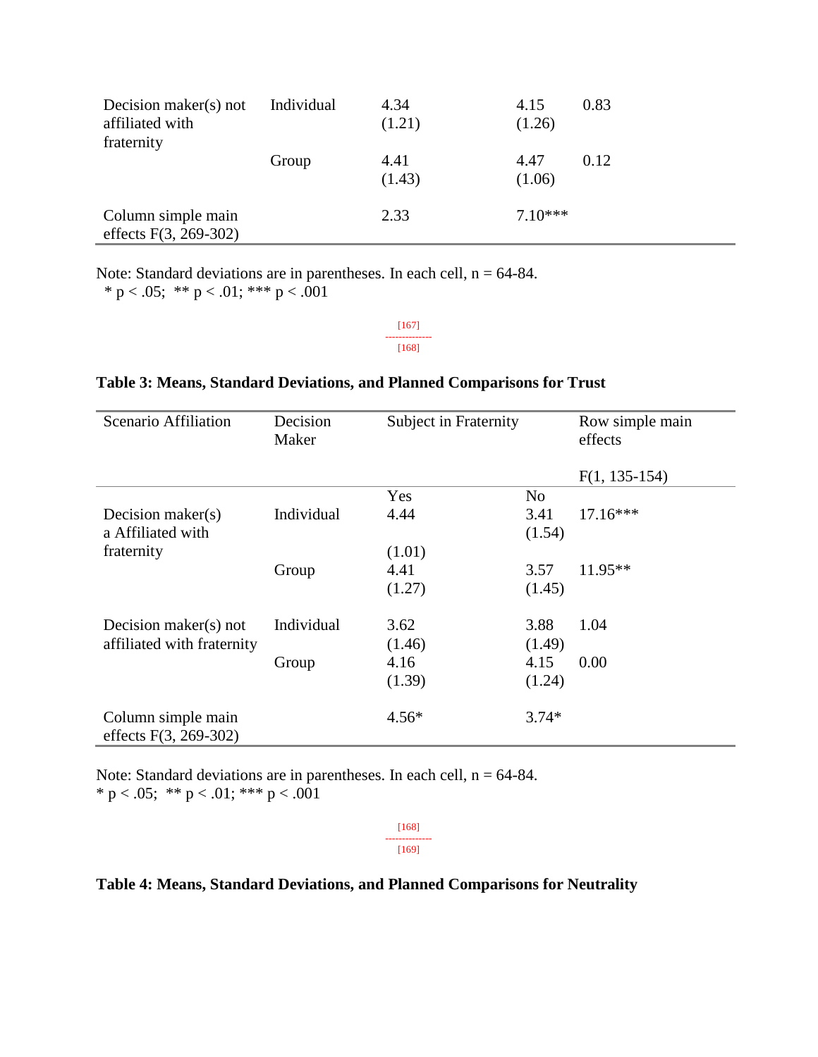| | | | | |
|---|---|---|---|---|
| Decision maker(s) not affiliated with fraternity | Individual | 4.34 (1.21) | 4.15 (1.26) | 0.83 |
| | Group | 4.41 (1.43) | 4.47 (1.06) | 0.12 |
| Column simple main effects F(3, 269-302) | | 2.33 | 7.10*** | |

Note: Standard deviations are in parentheses. In each cell, n = 64-84.
* p < .05; ** p < .01; *** p < .001

[167]
--------------
[168]

**Table 3: Means, Standard Deviations, and Planned Comparisons for Trust**

| Scenario Affiliation | Decision Maker | Subject in Fraternity | | Row simple main effects F(1, 135-154) |
|---|---|---|---|---|
| | | Yes | No | |
| Decision maker(s) a Affiliated with fraternity | Individual | 4.44 (1.01) | 3.41 (1.54) | 17.16*** |
| | Group | 4.41 (1.27) | 3.57 (1.45) | 11.95** |
| Decision maker(s) not affiliated with fraternity | Individual | 3.62 (1.46) | 3.88 (1.49) | 1.04 |
| | Group | 4.16 (1.39) | 4.15 (1.24) | 0.00 |
| Column simple main effects F(3, 269-302) | | 4.56* | 3.74* | |

Note: Standard deviations are in parentheses. In each cell, n = 64-84.
* p < .05; ** p < .01; *** p < .001

[168]
--------------
[169]

**Table 4: Means, Standard Deviations, and Planned Comparisons for Neutrality**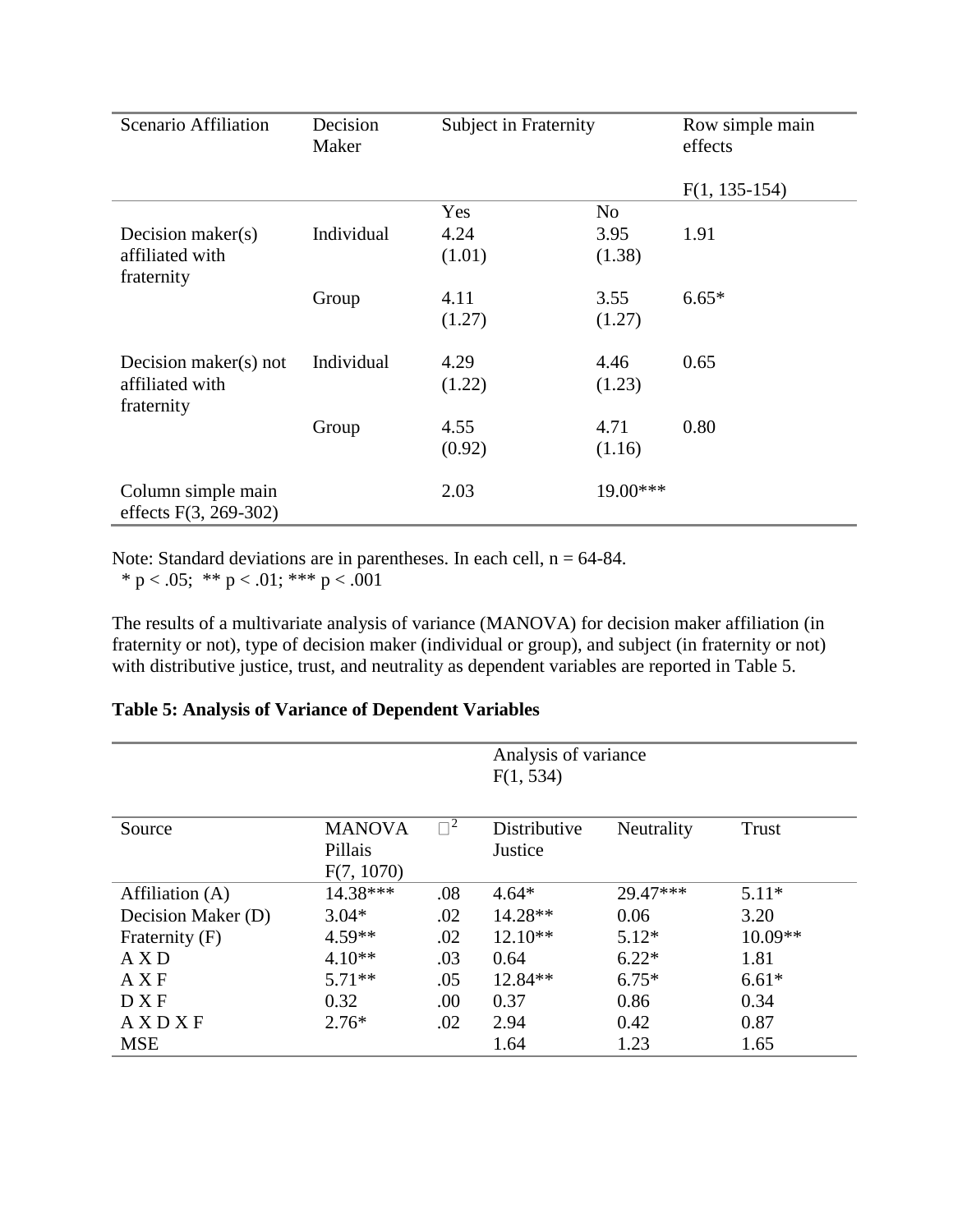| Scenario Affiliation | Decision Maker | Subject in Fraternity | | Row simple main effects |
|---|---|---|---|---|
| | | | | F(1, 135-154) |
| | | Yes | No | |
| Decision maker(s) affiliated with fraternity | Individual | 4.24 (1.01) | 3.95 (1.38) | 1.91 |
| | Group | 4.11 (1.27) | 3.55 (1.27) | 6.65* |
| Decision maker(s) not affiliated with fraternity | Individual | 4.29 (1.22) | 4.46 (1.23) | 0.65 |
| | Group | 4.55 (0.92) | 4.71 (1.16) | 0.80 |
| Column simple main effects F(3, 269-302) | | 2.03 | 19.00*** | |

Note: Standard deviations are in parentheses. In each cell, n = 64-84.
* p < .05; ** p < .01; *** p < .001

The results of a multivariate analysis of variance (MANOVA) for decision maker affiliation (in fraternity or not), type of decision maker (individual or group), and subject (in fraternity or not) with distributive justice, trust, and neutrality as dependent variables are reported in Table 5.

**Table 5: Analysis of Variance of Dependent Variables**

| | | | Analysis of variance F(1, 534) | | |
|---|---|---|---|---|---|
| Source | MANOVA Pillais F(7, 1070) | $\eta^2$ | Distributive Justice | Neutrality | Trust |
| Affiliation (A) | 14.38*** | .08 | 4.64* | 29.47*** | 5.11* |
| Decision Maker (D) | 3.04* | .02 | 14.28** | 0.06 | 3.20 |
| Fraternity (F) | 4.59** | .02 | 12.10** | 5.12* | 10.09** |
| A X D | 4.10** | .03 | 0.64 | 6.22* | 1.81 |
| A X F | 5.71** | .05 | 12.84** | 6.75* | 6.61* |
| D X F | 0.32 | .00 | 0.37 | 0.86 | 0.34 |
| A X D X F | 2.76* | .02 | 2.94 | 0.42 | 0.87 |
| MSE | | | 1.64 | 1.23 | 1.65 |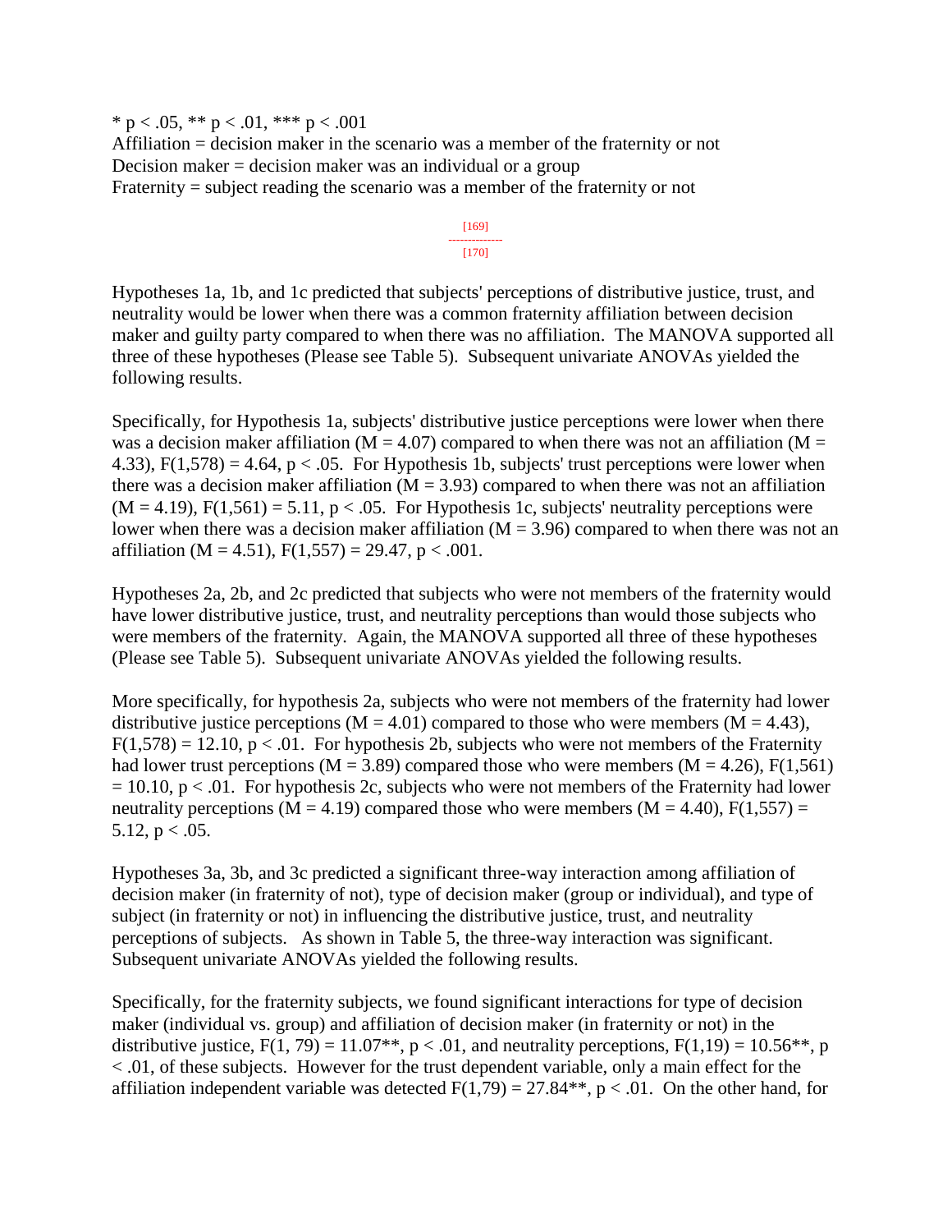* p < .05, ** p < .01, *** p < .001
Affiliation = decision maker in the scenario was a member of the fraternity or not
Decision maker = decision maker was an individual or a group
Fraternity = subject reading the scenario was a member of the fraternity or not

Hypotheses 1a, 1b, and 1c predicted that subjects' perceptions of distributive justice, trust, and neutrality would be lower when there was a common fraternity affiliation between decision maker and guilty party compared to when there was no affiliation. The MANOVA supported all three of these hypotheses (Please see Table 5). Subsequent univariate ANOVAs yielded the following results.

Specifically, for Hypothesis 1a, subjects' distributive justice perceptions were lower when there was a decision maker affiliation ($M = 4.07$) compared to when there was not an affiliation ($M = 4.33$), $F(1,578) = 4.64$, $p < .05$. For Hypothesis 1b, subjects' trust perceptions were lower when there was a decision maker affiliation ($M = 3.93$) compared to when there was not an affiliation ($M = 4.19$), $F(1,561) = 5.11$, $p < .05$. For Hypothesis 1c, subjects' neutrality perceptions were lower when there was a decision maker affiliation ($M = 3.96$) compared to when there was not an affiliation ($M = 4.51$), $F(1,557) = 29.47$, $p < .001$.

Hypotheses 2a, 2b, and 2c predicted that subjects who were not members of the fraternity would have lower distributive justice, trust, and neutrality perceptions than would those subjects who were members of the fraternity. Again, the MANOVA supported all three of these hypotheses (Please see Table 5). Subsequent univariate ANOVAs yielded the following results.

More specifically, for hypothesis 2a, subjects who were not members of the fraternity had lower distributive justice perceptions ($M = 4.01$) compared to those who were members ($M = 4.43$), $F(1,578) = 12.10$, $p < .01$. For hypothesis 2b, subjects who were not members of the Fraternity had lower trust perceptions ($M = 3.89$) compared those who were members ($M = 4.26$), $F(1,561) = 10.10$, $p < .01$. For hypothesis 2c, subjects who were not members of the Fraternity had lower neutrality perceptions ($M = 4.19$) compared those who were members ($M = 4.40$), $F(1,557) = 5.12$, $p < .05$.

Hypotheses 3a, 3b, and 3c predicted a significant three-way interaction among affiliation of decision maker (in fraternity of not), type of decision maker (group or individual), and type of subject (in fraternity or not) in influencing the distributive justice, trust, and neutrality perceptions of subjects. As shown in Table 5, the three-way interaction was significant. Subsequent univariate ANOVAs yielded the following results.

Specifically, for the fraternity subjects, we found significant interactions for type of decision maker (individual vs. group) and affiliation of decision maker (in fraternity or not) in the distributive justice, $F(1, 79) = 11.07$**, $p < .01$, and neutrality perceptions, $F(1,19) = 10.56$**, $p < .01$, of these subjects. However for the trust dependent variable, only a main effect for the affiliation independent variable was detected $F(1,79) = 27.84$**, $p < .01$. On the other hand, for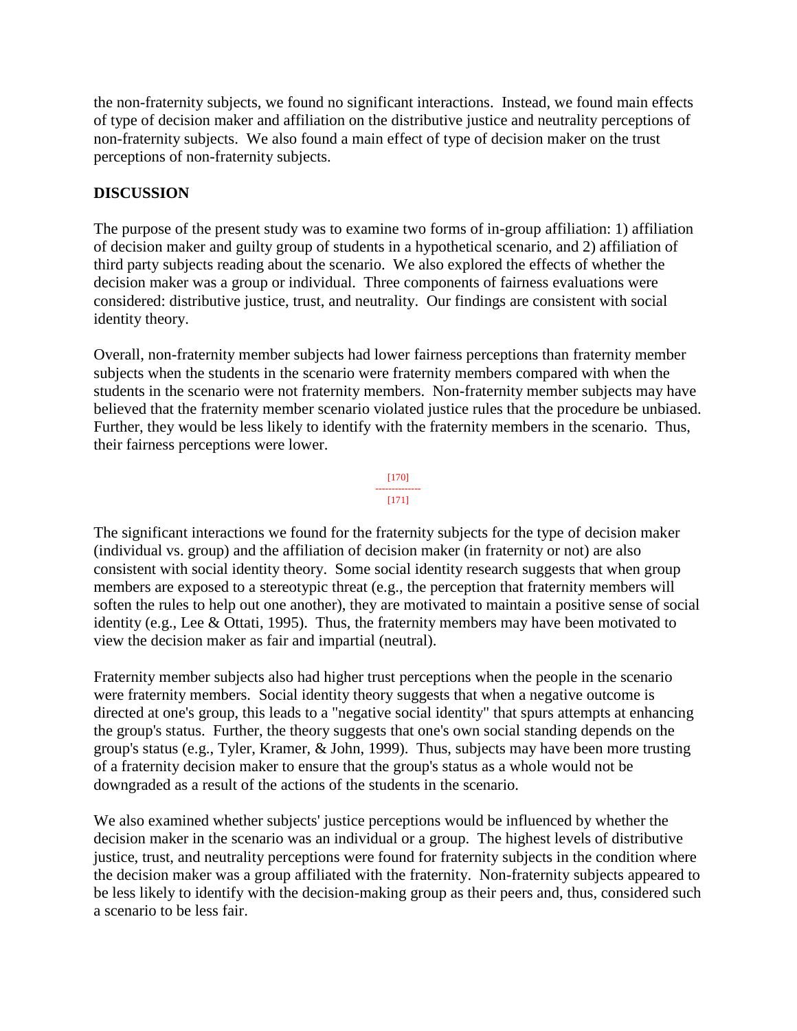the non-fraternity subjects, we found no significant interactions. Instead, we found main effects of type of decision maker and affiliation on the distributive justice and neutrality perceptions of non-fraternity subjects. We also found a main effect of type of decision maker on the trust perceptions of non-fraternity subjects.

## DISCUSSION

The purpose of the present study was to examine two forms of in-group affiliation: 1) affiliation of decision maker and guilty group of students in a hypothetical scenario, and 2) affiliation of third party subjects reading about the scenario. We also explored the effects of whether the decision maker was a group or individual. Three components of fairness evaluations were considered: distributive justice, trust, and neutrality. Our findings are consistent with social identity theory.

Overall, non-fraternity member subjects had lower fairness perceptions than fraternity member subjects when the students in the scenario were fraternity members compared with when the students in the scenario were not fraternity members. Non-fraternity member subjects may have believed that the fraternity member scenario violated justice rules that the procedure be unbiased. Further, they would be less likely to identify with the fraternity members in the scenario. Thus, their fairness perceptions were lower.

The significant interactions we found for the fraternity subjects for the type of decision maker (individual vs. group) and the affiliation of decision maker (in fraternity or not) are also consistent with social identity theory. Some social identity research suggests that when group members are exposed to a stereotypic threat (e.g., the perception that fraternity members will soften the rules to help out one another), they are motivated to maintain a positive sense of social identity (e.g., Lee & Ottati, 1995). Thus, the fraternity members may have been motivated to view the decision maker as fair and impartial (neutral).

Fraternity member subjects also had higher trust perceptions when the people in the scenario were fraternity members. Social identity theory suggests that when a negative outcome is directed at one's group, this leads to a "negative social identity" that spurs attempts at enhancing the group's status. Further, the theory suggests that one's own social standing depends on the group's status (e.g., Tyler, Kramer, & John, 1999). Thus, subjects may have been more trusting of a fraternity decision maker to ensure that the group's status as a whole would not be downgraded as a result of the actions of the students in the scenario.

We also examined whether subjects' justice perceptions would be influenced by whether the decision maker in the scenario was an individual or a group. The highest levels of distributive justice, trust, and neutrality perceptions were found for fraternity subjects in the condition where the decision maker was a group affiliated with the fraternity. Non-fraternity subjects appeared to be less likely to identify with the decision-making group as their peers and, thus, considered such a scenario to be less fair.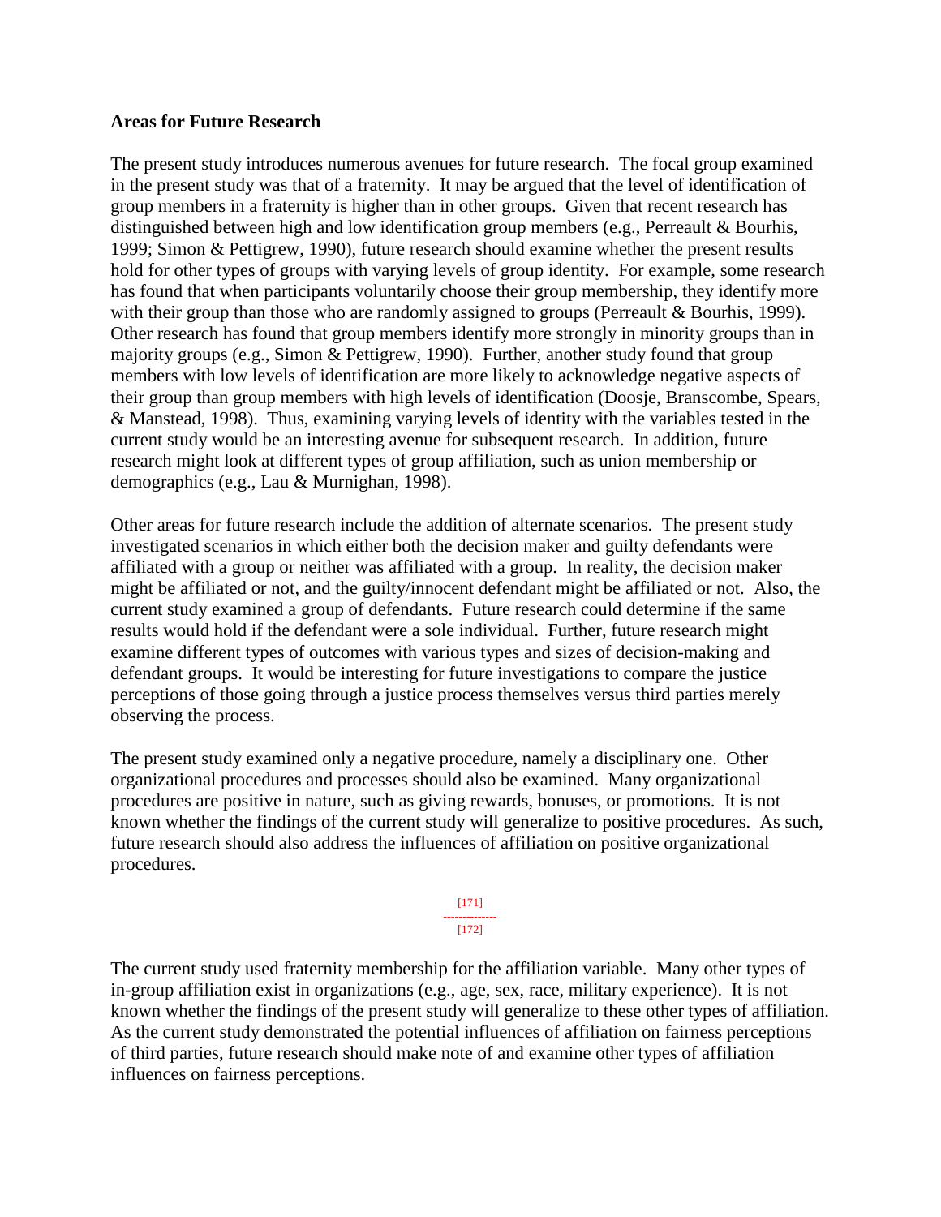### Areas for Future Research

The present study introduces numerous avenues for future research. The focal group examined in the present study was that of a fraternity. It may be argued that the level of identification of group members in a fraternity is higher than in other groups. Given that recent research has distinguished between high and low identification group members (e.g., Perreault & Bourhis, 1999; Simon & Pettigrew, 1990), future research should examine whether the present results hold for other types of groups with varying levels of group identity. For example, some research has found that when participants voluntarily choose their group membership, they identify more with their group than those who are randomly assigned to groups (Perreault & Bourhis, 1999). Other research has found that group members identify more strongly in minority groups than in majority groups (e.g., Simon & Pettigrew, 1990). Further, another study found that group members with low levels of identification are more likely to acknowledge negative aspects of their group than group members with high levels of identification (Doosje, Branscombe, Spears, & Manstead, 1998). Thus, examining varying levels of identity with the variables tested in the current study would be an interesting avenue for subsequent research. In addition, future research might look at different types of group affiliation, such as union membership or demographics (e.g., Lau & Murnighan, 1998).

Other areas for future research include the addition of alternate scenarios. The present study investigated scenarios in which either both the decision maker and guilty defendants were affiliated with a group or neither was affiliated with a group. In reality, the decision maker might be affiliated or not, and the guilty/innocent defendant might be affiliated or not. Also, the current study examined a group of defendants. Future research could determine if the same results would hold if the defendant were a sole individual. Further, future research might examine different types of outcomes with various types and sizes of decision-making and defendant groups. It would be interesting for future investigations to compare the justice perceptions of those going through a justice process themselves versus third parties merely observing the process.

The present study examined only a negative procedure, namely a disciplinary one. Other organizational procedures and processes should also be examined. Many organizational procedures are positive in nature, such as giving rewards, bonuses, or promotions. It is not known whether the findings of the current study will generalize to positive procedures. As such, future research should also address the influences of affiliation on positive organizational procedures.

The current study used fraternity membership for the affiliation variable. Many other types of in-group affiliation exist in organizations (e.g., age, sex, race, military experience). It is not known whether the findings of the present study will generalize to these other types of affiliation. As the current study demonstrated the potential influences of affiliation on fairness perceptions of third parties, future research should make note of and examine other types of affiliation influences on fairness perceptions.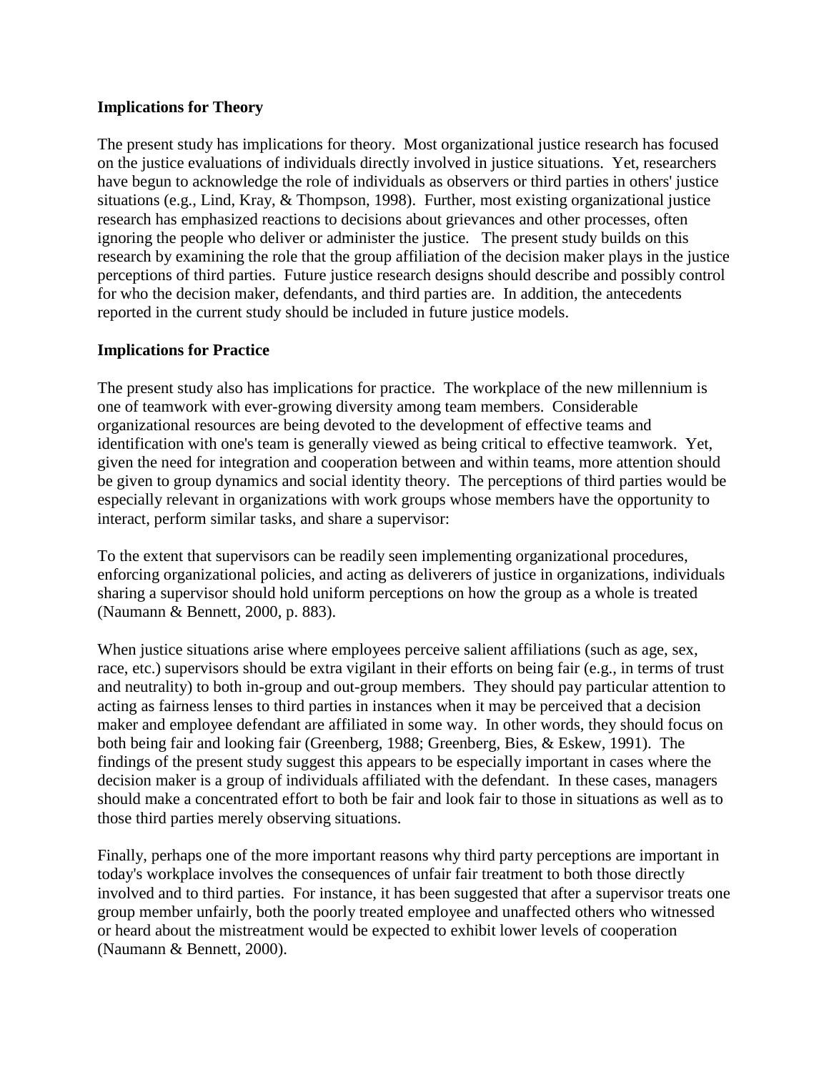## Implications for Theory

The present study has implications for theory. Most organizational justice research has focused on the justice evaluations of individuals directly involved in justice situations. Yet, researchers have begun to acknowledge the role of individuals as observers or third parties in others' justice situations (e.g., Lind, Kray, & Thompson, 1998). Further, most existing organizational justice research has emphasized reactions to decisions about grievances and other processes, often ignoring the people who deliver or administer the justice. The present study builds on this research by examining the role that the group affiliation of the decision maker plays in the justice perceptions of third parties. Future justice research designs should describe and possibly control for who the decision maker, defendants, and third parties are. In addition, the antecedents reported in the current study should be included in future justice models.

## Implications for Practice

The present study also has implications for practice. The workplace of the new millennium is one of teamwork with ever-growing diversity among team members. Considerable organizational resources are being devoted to the development of effective teams and identification with one's team is generally viewed as being critical to effective teamwork. Yet, given the need for integration and cooperation between and within teams, more attention should be given to group dynamics and social identity theory. The perceptions of third parties would be especially relevant in organizations with work groups whose members have the opportunity to interact, perform similar tasks, and share a supervisor:

To the extent that supervisors can be readily seen implementing organizational procedures, enforcing organizational policies, and acting as deliverers of justice in organizations, individuals sharing a supervisor should hold uniform perceptions on how the group as a whole is treated (Naumann & Bennett, 2000, p. 883).

When justice situations arise where employees perceive salient affiliations (such as age, sex, race, etc.) supervisors should be extra vigilant in their efforts on being fair (e.g., in terms of trust and neutrality) to both in-group and out-group members. They should pay particular attention to acting as fairness lenses to third parties in instances when it may be perceived that a decision maker and employee defendant are affiliated in some way. In other words, they should focus on both being fair and looking fair (Greenberg, 1988; Greenberg, Bies, & Eskew, 1991). The findings of the present study suggest this appears to be especially important in cases where the decision maker is a group of individuals affiliated with the defendant. In these cases, managers should make a concentrated effort to both be fair and look fair to those in situations as well as to those third parties merely observing situations.

Finally, perhaps one of the more important reasons why third party perceptions are important in today's workplace involves the consequences of unfair fair treatment to both those directly involved and to third parties. For instance, it has been suggested that after a supervisor treats one group member unfairly, both the poorly treated employee and unaffected others who witnessed or heard about the mistreatment would be expected to exhibit lower levels of cooperation (Naumann & Bennett, 2000).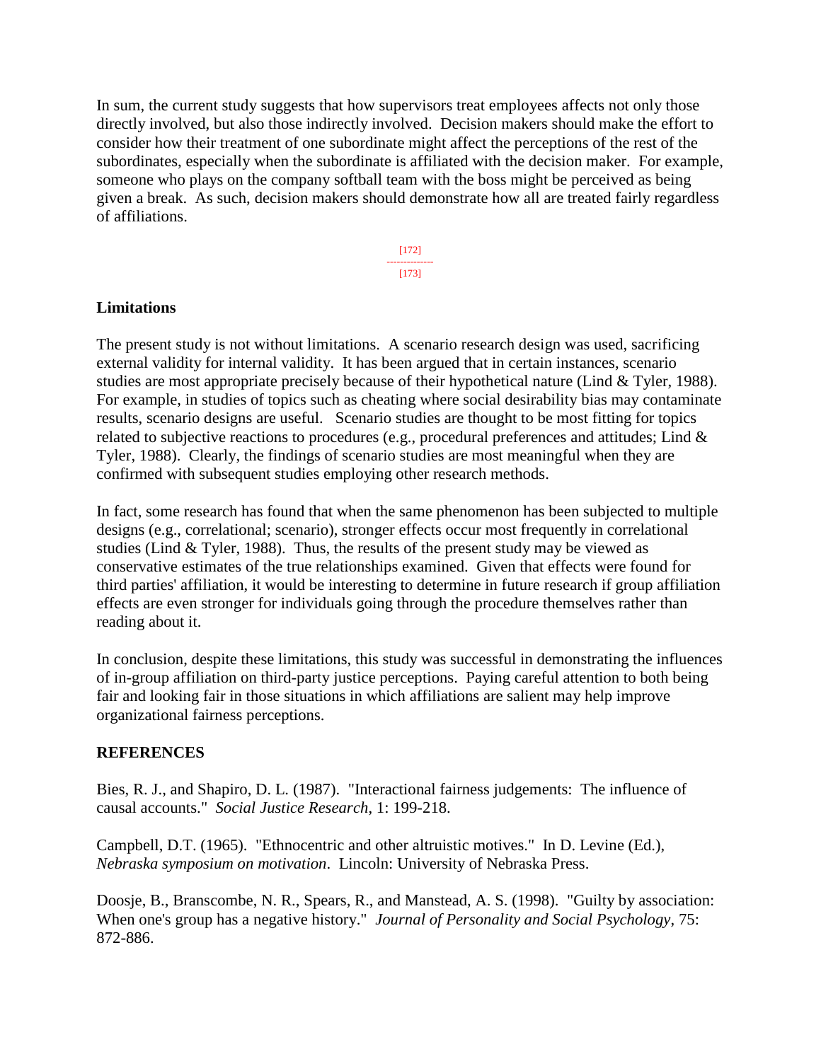In sum, the current study suggests that how supervisors treat employees affects not only those directly involved, but also those indirectly involved. Decision makers should make the effort to consider how their treatment of one subordinate might affect the perceptions of the rest of the subordinates, especially when the subordinate is affiliated with the decision maker. For example, someone who plays on the company softball team with the boss might be perceived as being given a break. As such, decision makers should demonstrate how all are treated fairly regardless of affiliations.

## Limitations

The present study is not without limitations. A scenario research design was used, sacrificing external validity for internal validity. It has been argued that in certain instances, scenario studies are most appropriate precisely because of their hypothetical nature (Lind & Tyler, 1988). For example, in studies of topics such as cheating where social desirability bias may contaminate results, scenario designs are useful. Scenario studies are thought to be most fitting for topics related to subjective reactions to procedures (e.g., procedural preferences and attitudes; Lind & Tyler, 1988). Clearly, the findings of scenario studies are most meaningful when they are confirmed with subsequent studies employing other research methods.

In fact, some research has found that when the same phenomenon has been subjected to multiple designs (e.g., correlational; scenario), stronger effects occur most frequently in correlational studies (Lind & Tyler, 1988). Thus, the results of the present study may be viewed as conservative estimates of the true relationships examined. Given that effects were found for third parties' affiliation, it would be interesting to determine in future research if group affiliation effects are even stronger for individuals going through the procedure themselves rather than reading about it.

In conclusion, despite these limitations, this study was successful in demonstrating the influences of in-group affiliation on third-party justice perceptions. Paying careful attention to both being fair and looking fair in those situations in which affiliations are salient may help improve organizational fairness perceptions.

## REFERENCES

Bies, R. J., and Shapiro, D. L. (1987). "Interactional fairness judgements: The influence of causal accounts." *Social Justice Research*, 1: 199-218.

Campbell, D.T. (1965). "Ethnocentric and other altruistic motives." In D. Levine (Ed.), *Nebraska symposium on motivation*. Lincoln: University of Nebraska Press.

Doosje, B., Branscombe, N. R., Spears, R., and Manstead, A. S. (1998). "Guilty by association: When one's group has a negative history." *Journal of Personality and Social Psychology*, 75: 872-886.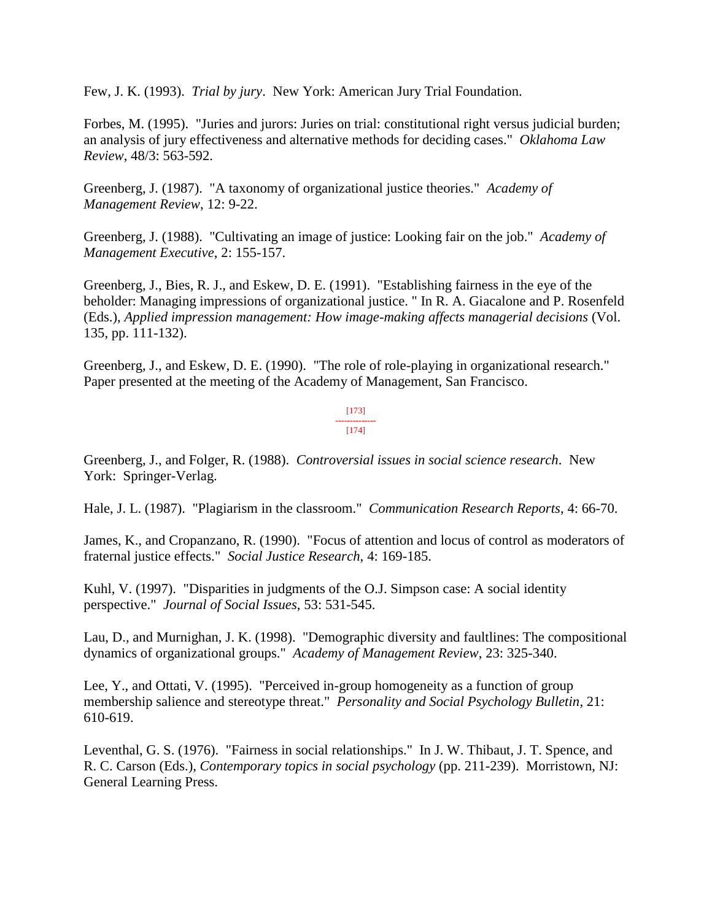Few, J. K. (1993). *Trial by jury*. New York: American Jury Trial Foundation.

Forbes, M. (1995). "Juries and jurors: Juries on trial: constitutional right versus judicial burden; an analysis of jury effectiveness and alternative methods for deciding cases." *Oklahoma Law Review*, 48/3: 563-592.

Greenberg, J. (1987). "A taxonomy of organizational justice theories." *Academy of Management Review*, 12: 9-22.

Greenberg, J. (1988). "Cultivating an image of justice: Looking fair on the job." *Academy of Management Executive*, 2: 155-157.

Greenberg, J., Bies, R. J., and Eskew, D. E. (1991). "Establishing fairness in the eye of the beholder: Managing impressions of organizational justice. " In R. A. Giacalone and P. Rosenfeld (Eds.), *Applied impression management: How image-making affects managerial decisions* (Vol. 135, pp. 111-132).

Greenberg, J., and Eskew, D. E. (1990). "The role of role-playing in organizational research." Paper presented at the meeting of the Academy of Management, San Francisco.

Greenberg, J., and Folger, R. (1988). *Controversial issues in social science research*. New York: Springer-Verlag.

Hale, J. L. (1987). "Plagiarism in the classroom." *Communication Research Reports*, 4: 66-70.

James, K., and Cropanzano, R. (1990). "Focus of attention and locus of control as moderators of fraternal justice effects." *Social Justice Research*, 4: 169-185.

Kuhl, V. (1997). "Disparities in judgments of the O.J. Simpson case: A social identity perspective." *Journal of Social Issues*, 53: 531-545.

Lau, D., and Murnighan, J. K. (1998). "Demographic diversity and faultlines: The compositional dynamics of organizational groups." *Academy of Management Review*, 23: 325-340.

Lee, Y., and Ottati, V. (1995). "Perceived in-group homogeneity as a function of group membership salience and stereotype threat." *Personality and Social Psychology Bulletin*, 21: 610-619.

Leventhal, G. S. (1976). "Fairness in social relationships." In J. W. Thibaut, J. T. Spence, and R. C. Carson (Eds.), *Contemporary topics in social psychology* (pp. 211-239). Morristown, NJ: General Learning Press.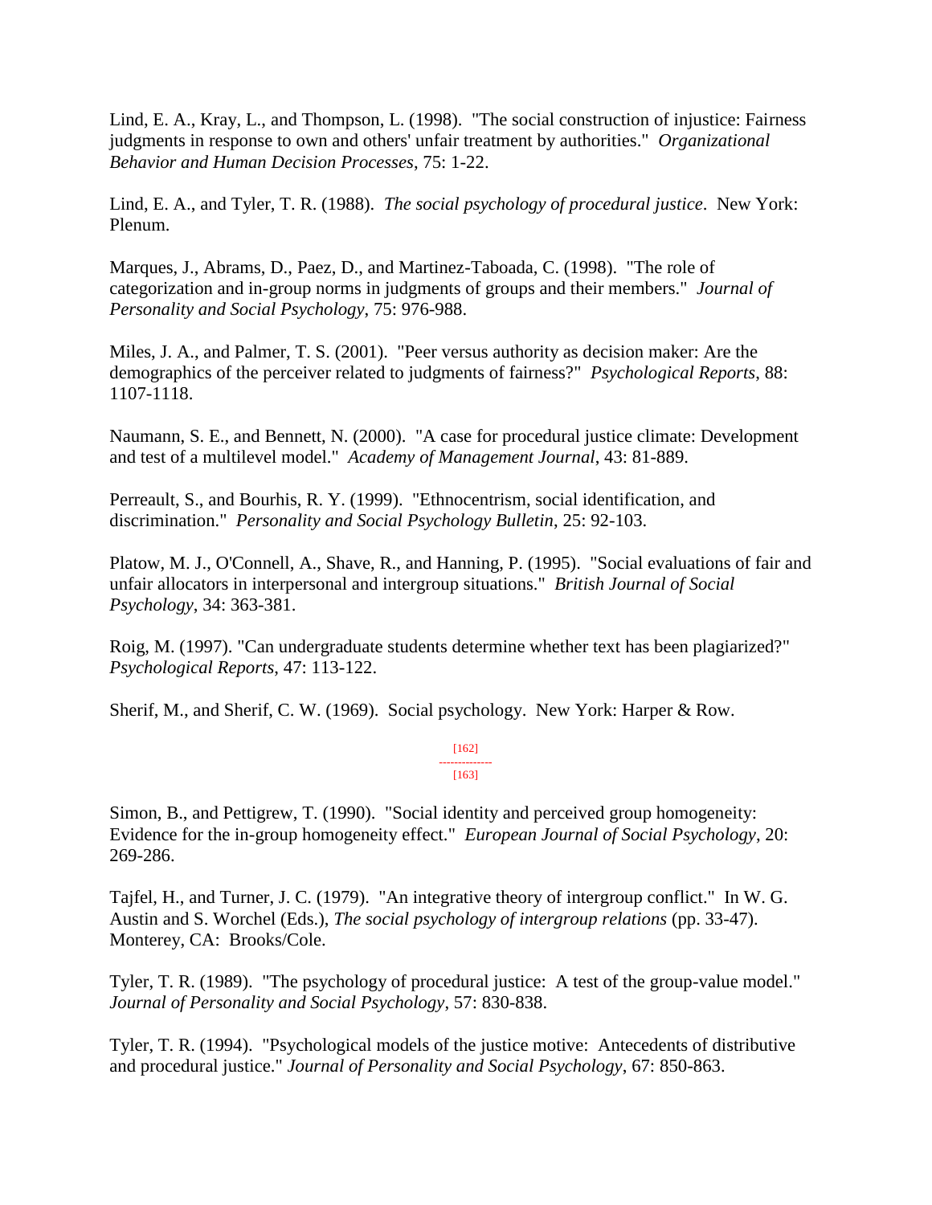Lind, E. A., Kray, L., and Thompson, L. (1998). "The social construction of injustice: Fairness judgments in response to own and others' unfair treatment by authorities." *Organizational Behavior and Human Decision Processes*, 75: 1-22.

Lind, E. A., and Tyler, T. R. (1988). *The social psychology of procedural justice*. New York: Plenum.

Marques, J., Abrams, D., Paez, D., and Martinez-Taboada, C. (1998). "The role of categorization and in-group norms in judgments of groups and their members." *Journal of Personality and Social Psychology*, 75: 976-988.

Miles, J. A., and Palmer, T. S. (2001). "Peer versus authority as decision maker: Are the demographics of the perceiver related to judgments of fairness?" *Psychological Reports*, 88: 1107-1118.

Naumann, S. E., and Bennett, N. (2000). "A case for procedural justice climate: Development and test of a multilevel model." *Academy of Management Journal*, 43: 81-889.

Perreault, S., and Bourhis, R. Y. (1999). "Ethnocentrism, social identification, and discrimination." *Personality and Social Psychology Bulletin*, 25: 92-103.

Platow, M. J., O'Connell, A., Shave, R., and Hanning, P. (1995). "Social evaluations of fair and unfair allocators in interpersonal and intergroup situations." *British Journal of Social Psychology*, 34: 363-381.

Roig, M. (1997). "Can undergraduate students determine whether text has been plagiarized?" *Psychological Reports*, 47: 113-122.

Sherif, M., and Sherif, C. W. (1969). Social psychology. New York: Harper & Row.

[162]
--------------
[163]

Simon, B., and Pettigrew, T. (1990). "Social identity and perceived group homogeneity: Evidence for the in-group homogeneity effect." *European Journal of Social Psychology*, 20: 269-286.

Tajfel, H., and Turner, J. C. (1979). "An integrative theory of intergroup conflict." In W. G. Austin and S. Worchel (Eds.), *The social psychology of intergroup relations* (pp. 33-47). Monterey, CA: Brooks/Cole.

Tyler, T. R. (1989). "The psychology of procedural justice: A test of the group-value model." *Journal of Personality and Social Psychology*, 57: 830-838.

Tyler, T. R. (1994). "Psychological models of the justice motive: Antecedents of distributive and procedural justice." *Journal of Personality and Social Psychology*, 67: 850-863.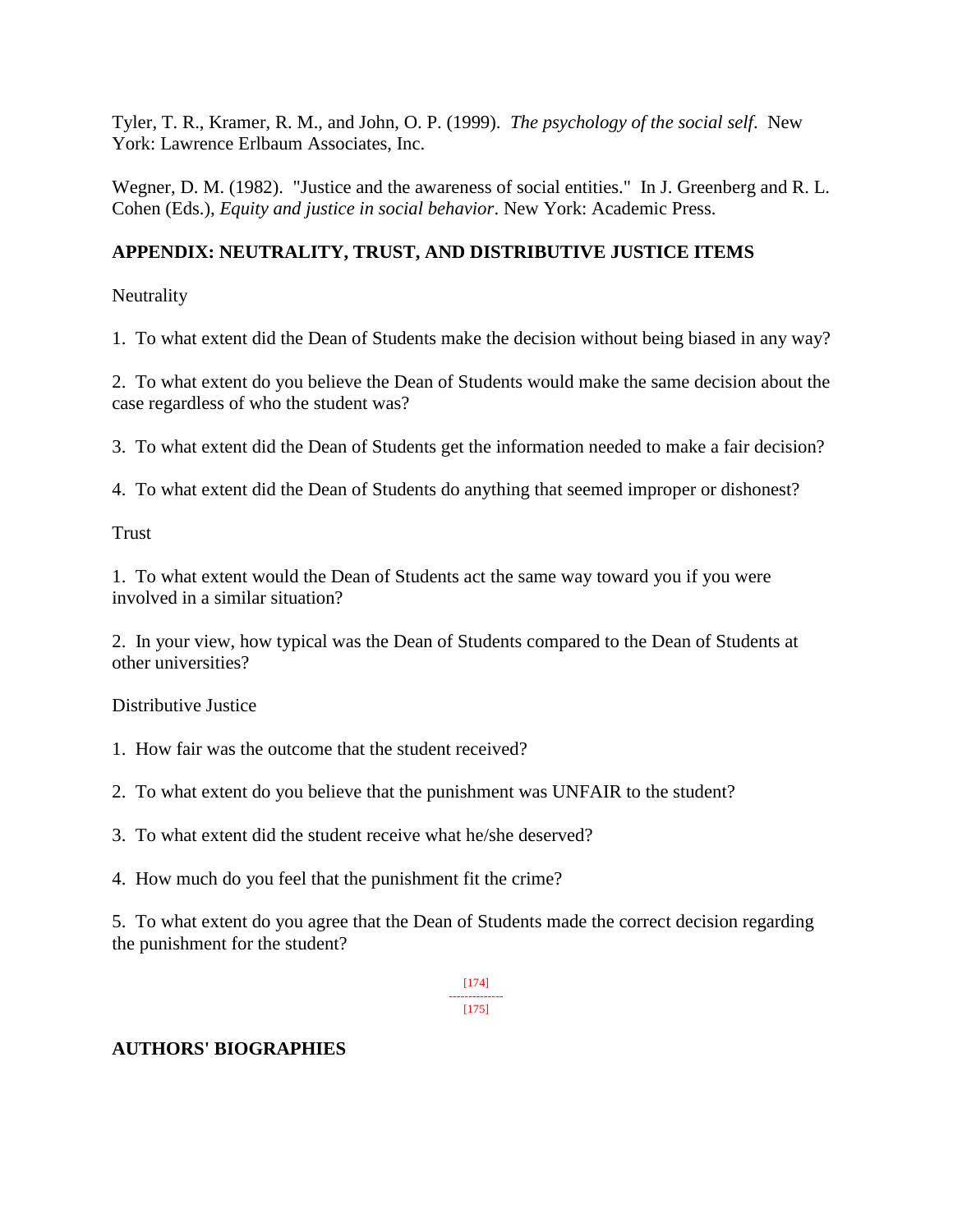Tyler, T. R., Kramer, R. M., and John, O. P. (1999). *The psychology of the social self*. New York: Lawrence Erlbaum Associates, Inc.

Wegner, D. M. (1982). "Justice and the awareness of social entities." In J. Greenberg and R. L. Cohen (Eds.), *Equity and justice in social behavior*. New York: Academic Press.

## APPENDIX: NEUTRALITY, TRUST, AND DISTRIBUTIVE JUSTICE ITEMS

Neutrality

1. To what extent did the Dean of Students make the decision without being biased in any way?

2. To what extent do you believe the Dean of Students would make the same decision about the case regardless of who the student was?

3. To what extent did the Dean of Students get the information needed to make a fair decision?

4. To what extent did the Dean of Students do anything that seemed improper or dishonest?

Trust

1. To what extent would the Dean of Students act the same way toward you if you were involved in a similar situation?

2. In your view, how typical was the Dean of Students compared to the Dean of Students at other universities?

Distributive Justice

1. How fair was the outcome that the student received?

2. To what extent do you believe that the punishment was UNFAIR to the student?

3. To what extent did the student receive what he/she deserved?

4. How much do you feel that the punishment fit the crime?

5. To what extent do you agree that the Dean of Students made the correct decision regarding the punishment for the student?

## AUTHORS' BIOGRAPHIES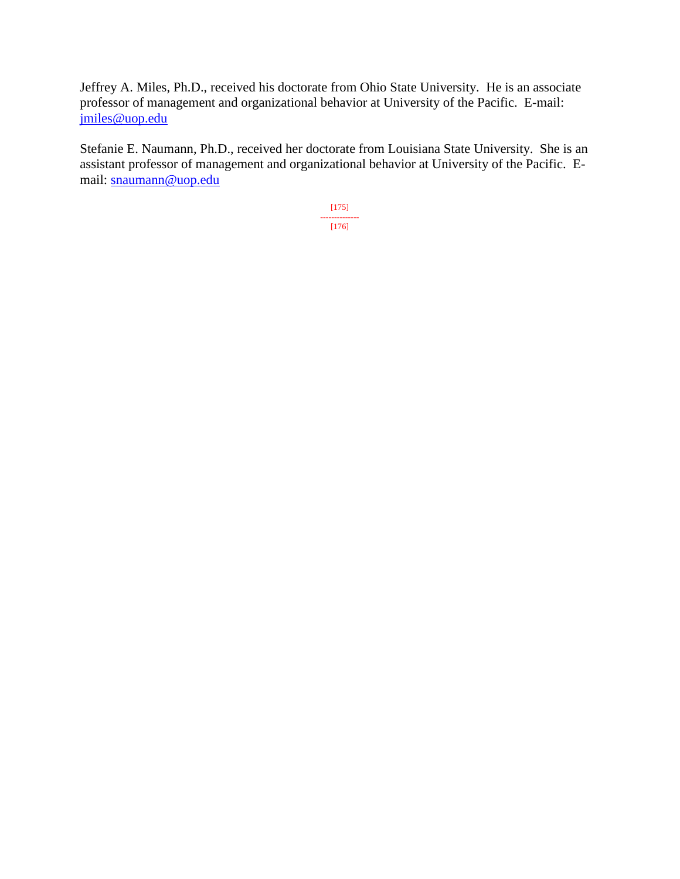Jeffrey A. Miles, Ph.D., received his doctorate from Ohio State University. He is an associate professor of management and organizational behavior at University of the Pacific. E-mail: jmiles@uop.edu

Stefanie E. Naumann, Ph.D., received her doctorate from Louisiana State University. She is an assistant professor of management and organizational behavior at University of the Pacific. E-mail: snaumann@uop.edu